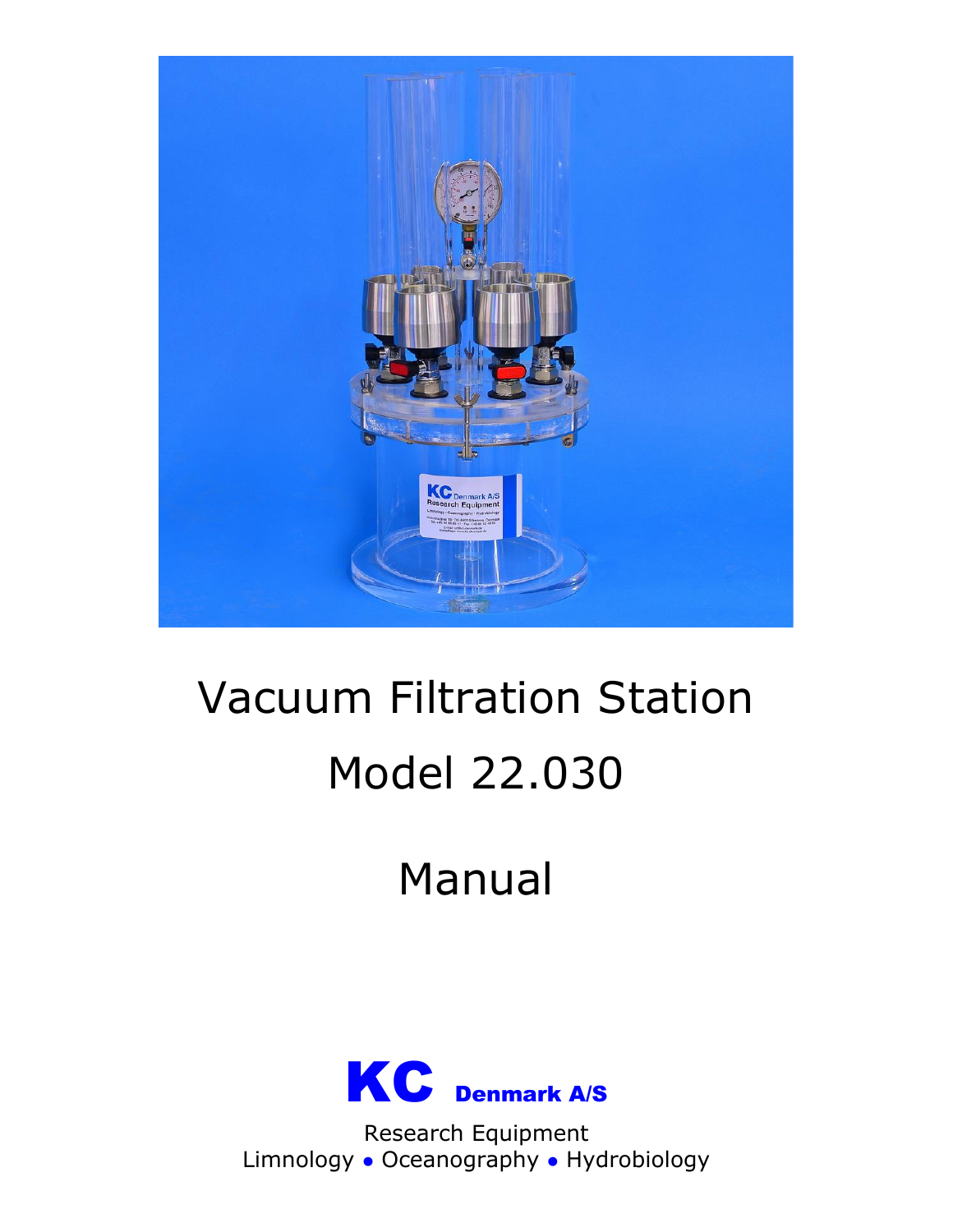# Vacuum Filtration Station

# Model 22.030

# Manual

**KC Denmark A/S**

Research Equipment
Limnology • Oceanography • Hydrobiology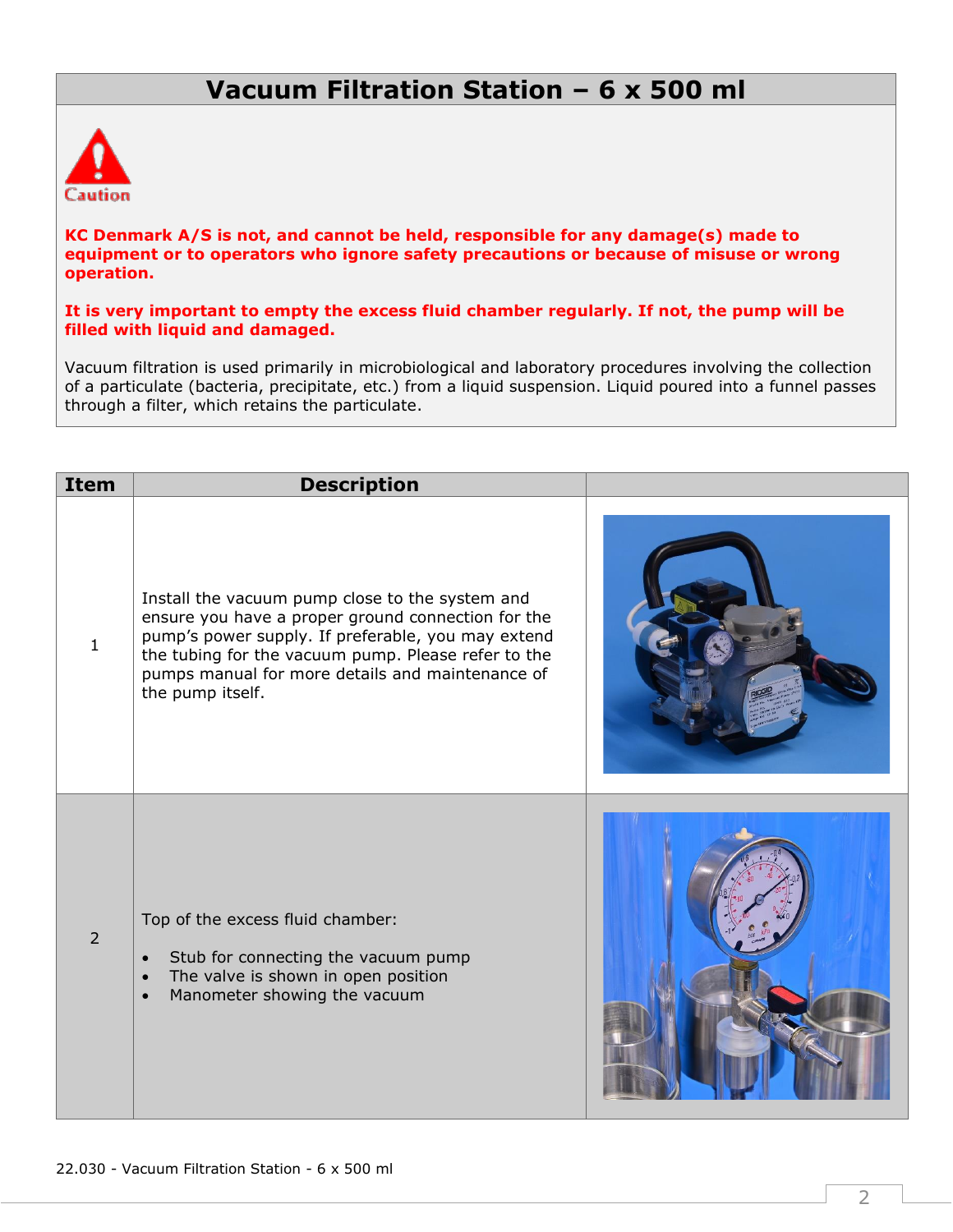# Vacuum Filtration Station – 6 x 500 ml

Caution

**KC Denmark A/S is not, and cannot be held, responsible for any damage(s) made to equipment or to operators who ignore safety precautions or because of misuse or wrong operation.**

**It is very important to empty the excess fluid chamber regularly. If not, the pump will be filled with liquid and damaged.**

Vacuum filtration is used primarily in microbiological and laboratory procedures involving the collection of a particulate (bacteria, precipitate, etc.) from a liquid suspension. Liquid poured into a funnel passes through a filter, which retains the particulate.

| Item | Description | |
|---|---|---|
| 1 | Install the vacuum pump close to the system and ensure you have a proper ground connection for the pump's power supply. If preferable, you may extend the tubing for the vacuum pump. Please refer to the pumps manual for more details and maintenance of the pump itself. | |
| 2 | Top of the excess fluid chamber:<br>• Stub for connecting the vacuum pump<br>• The valve is shown in open position<br>• Manometer showing the vacuum | |

22.030 - Vacuum Filtration Station - 6 x 500 ml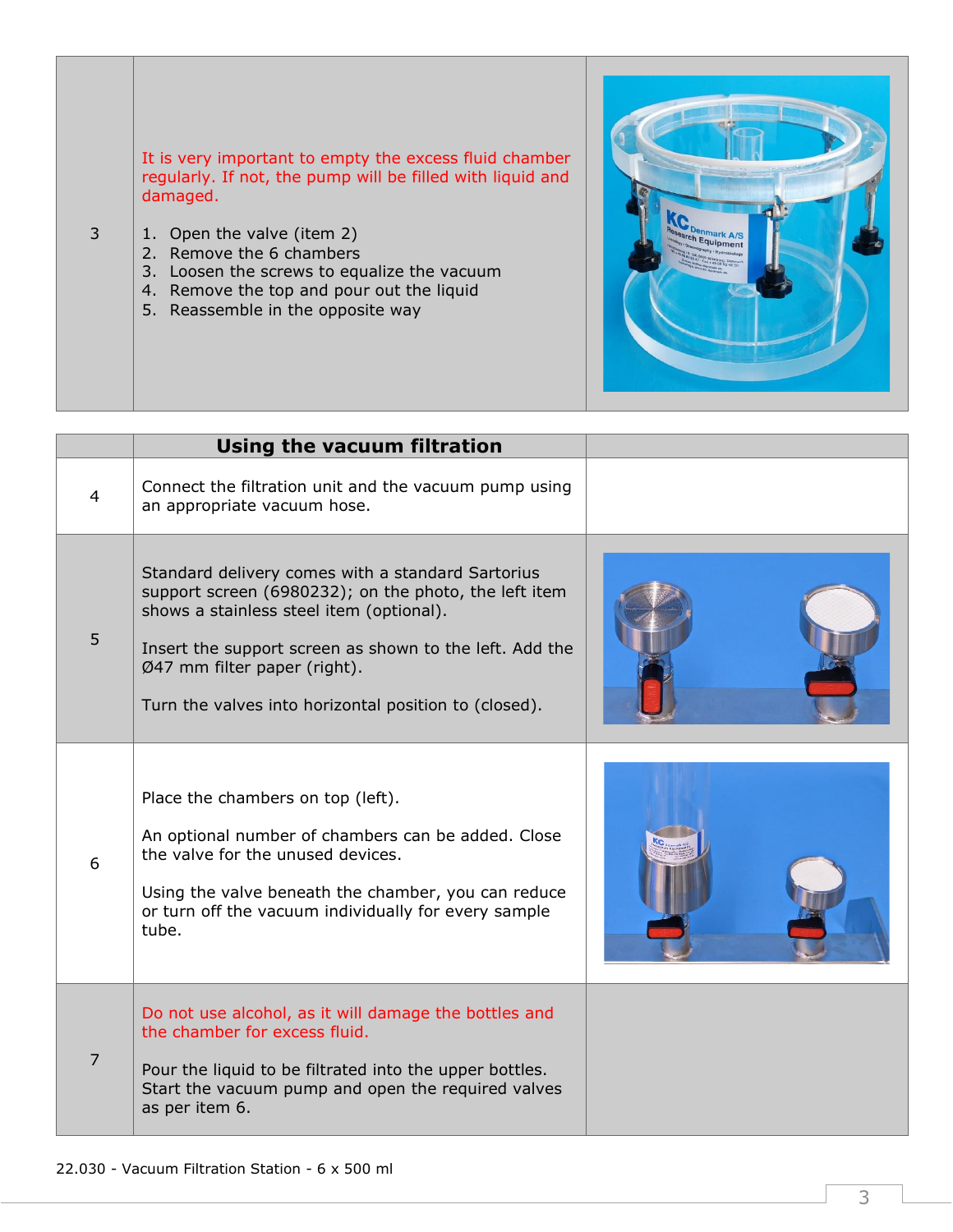| | | |
|---|---|---|
| 3 | It is very important to empty the excess fluid chamber regularly. If not, the pump will be filled with liquid and damaged.<br><br>1. Open the valve (item 2)<br>2. Remove the 6 chambers<br>3. Loosen the screws to equalize the vacuum<br>4. Remove the top and pour out the liquid<br>5. Reassemble in the opposite way | |

| | **Using the vacuum filtration** | |
|---|---|---|
| 4 | Connect the filtration unit and the vacuum pump using an appropriate vacuum hose. | |
| 5 | Standard delivery comes with a standard Sartorius support screen (6980232); on the photo, the left item shows a stainless steel item (optional).<br><br>Insert the support screen as shown to the left. Add the Ø47 mm filter paper (right).<br><br>Turn the valves into horizontal position to (closed). | |
| 6 | Place the chambers on top (left).<br><br>An optional number of chambers can be added. Close the valve for the unused devices.<br><br>Using the valve beneath the chamber, you can reduce or turn off the vacuum individually for every sample tube. | |
| 7 | Do not use alcohol, as it will damage the bottles and the chamber for excess fluid.<br><br>Pour the liquid to be filtrated into the upper bottles. Start the vacuum pump and open the required valves as per item 6. | |

22.030 - Vacuum Filtration Station - 6 x 500 ml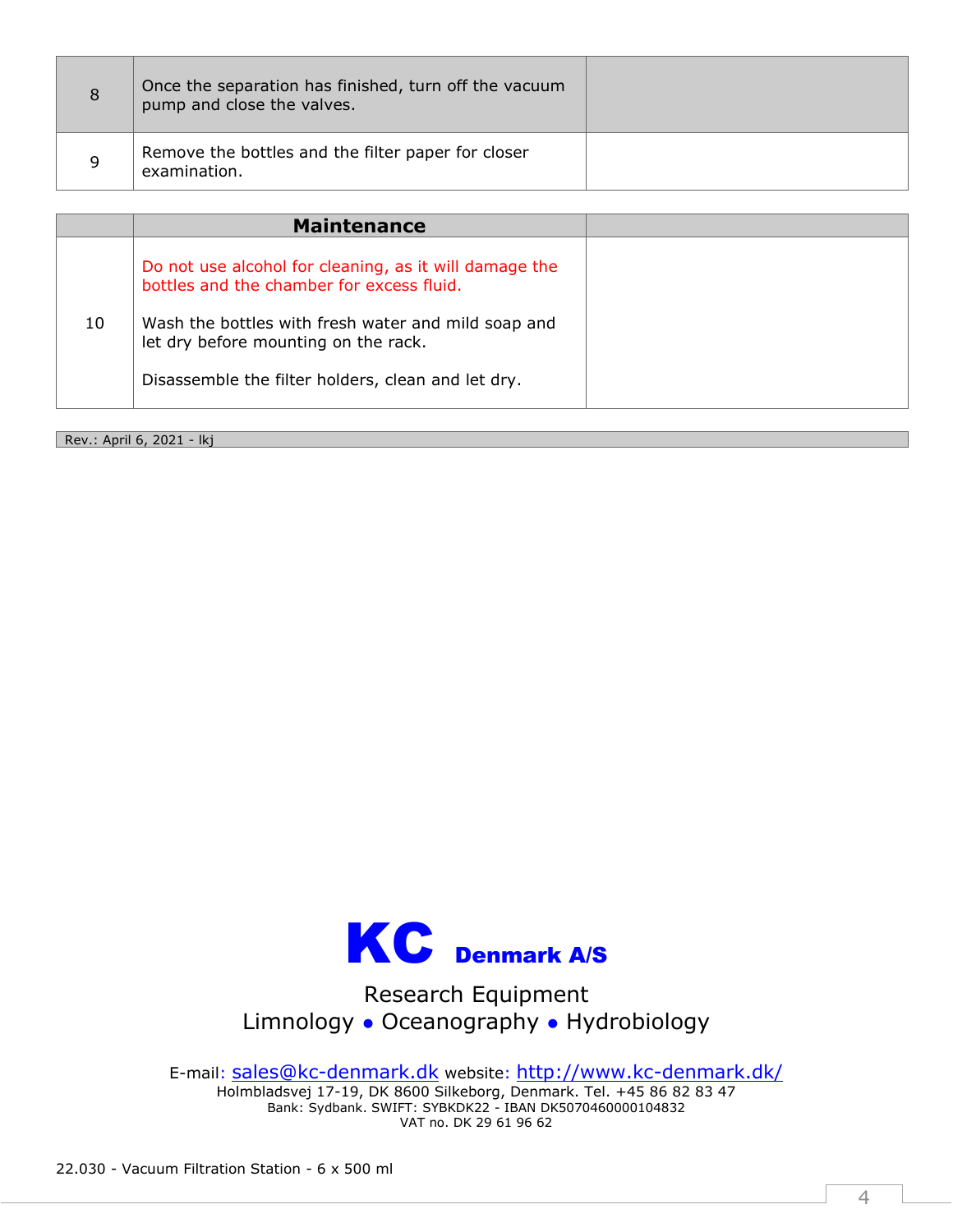| | | |
|---|---|---|
| 8 | Once the separation has finished, turn off the vacuum pump and close the valves. | |
| 9 | Remove the bottles and the filter paper for closer examination. | |

| | **Maintenance** | |
|---|---|---|
| 10 | Do not use alcohol for cleaning, as it will damage the bottles and the chamber for excess fluid.<br><br>Wash the bottles with fresh water and mild soap and let dry before mounting on the rack.<br><br>Disassemble the filter holders, clean and let dry. | |

Rev.: April 6, 2021 - lkj

**KC Denmark A/S**

Research Equipment

Limnology • Oceanography • Hydrobiology

E-mail: sales@kc-denmark.dk website: http://www.kc-denmark.dk/

Holmbladsvej 17-19, DK 8600 Silkeborg, Denmark. Tel. +45 86 82 83 47

Bank: Sydbank. SWIFT: SYBKDK22 - IBAN DK5070460000104832

VAT no. DK 29 61 96 62

22.030 - Vacuum Filtration Station - 6 x 500 ml